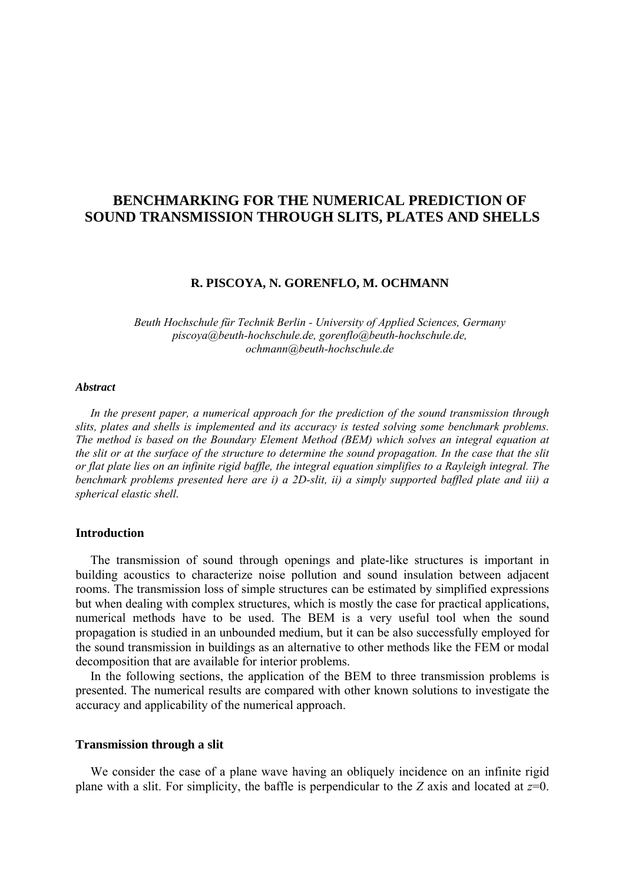# BENCHMARKING FOR THE NUMERICAL PREDICTION OF SOUND TRANSMISSION THROUGH SLITS, PLATES AND SHELLS

**R. PISCOYA, N. GORENFLO, M. OCHMANN**

*Beuth Hochschule für Technik Berlin - University of Applied Sciences, Germany*
*piscoya@beuth-hochschule.de, gorenflo@beuth-hochschule.de, ochmann@beuth-hochschule.de*

***Abstract***

*In the present paper, a numerical approach for the prediction of the sound transmission through slits, plates and shells is implemented and its accuracy is tested solving some benchmark problems. The method is based on the Boundary Element Method (BEM) which solves an integral equation at the slit or at the surface of the structure to determine the sound propagation. In the case that the slit or flat plate lies on an infinite rigid baffle, the integral equation simplifies to a Rayleigh integral. The benchmark problems presented here are i) a 2D-slit, ii) a simply supported baffled plate and iii) a spherical elastic shell.*

### Introduction

The transmission of sound through openings and plate-like structures is important in building acoustics to characterize noise pollution and sound insulation between adjacent rooms. The transmission loss of simple structures can be estimated by simplified expressions but when dealing with complex structures, which is mostly the case for practical applications, numerical methods have to be used. The BEM is a very useful tool when the sound propagation is studied in an unbounded medium, but it can be also successfully employed for the sound transmission in buildings as an alternative to other methods like the FEM or modal decomposition that are available for interior problems.

In the following sections, the application of the BEM to three transmission problems is presented. The numerical results are compared with other known solutions to investigate the accuracy and applicability of the numerical approach.

### Transmission through a slit

We consider the case of a plane wave having an obliquely incidence on an infinite rigid plane with a slit. For simplicity, the baffle is perpendicular to the *Z* axis and located at $z$=0.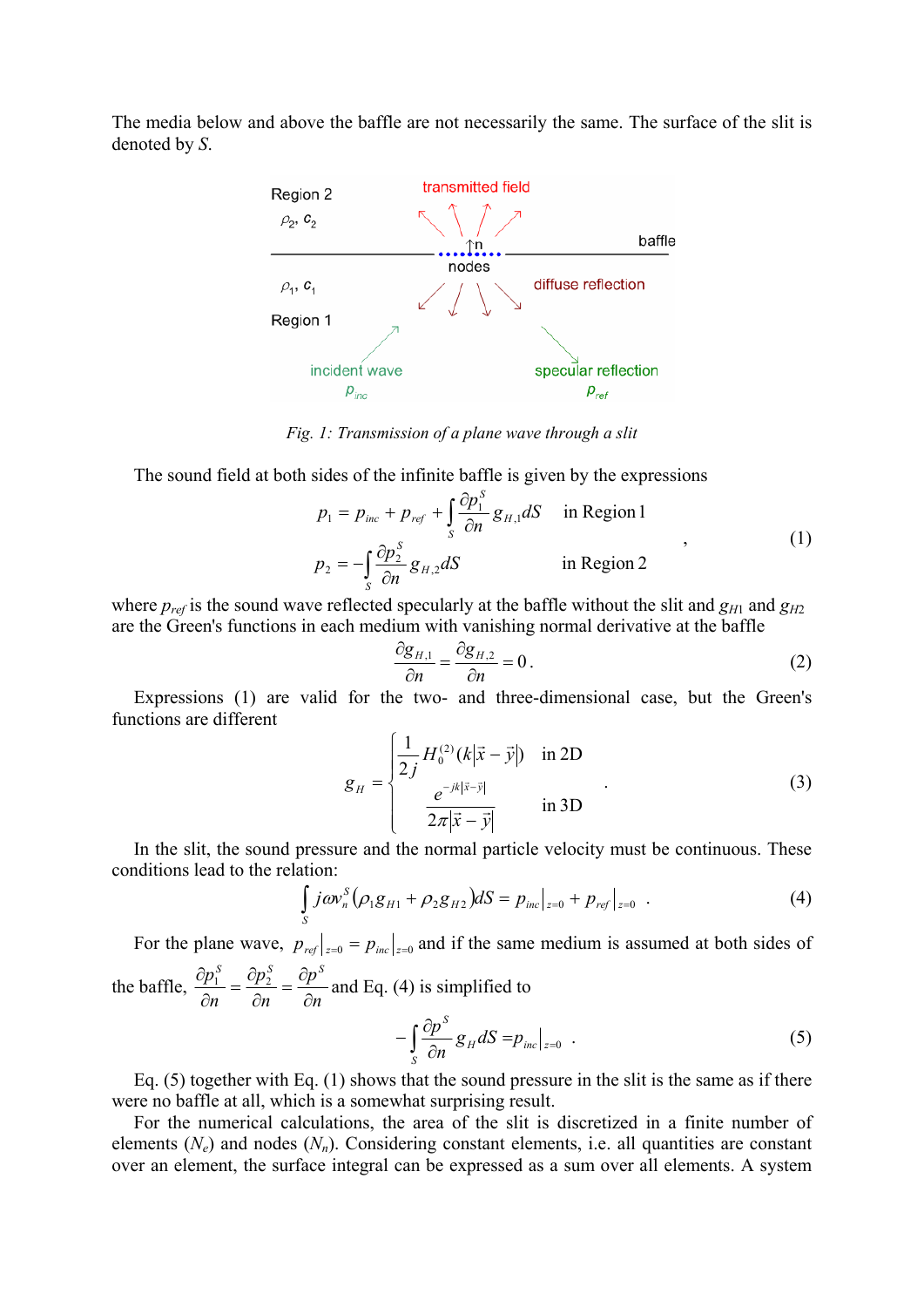The media below and above the baffle are not necessarily the same. The surface of the slit is denoted by *S*.

*Fig. 1: Transmission of a plane wave through a slit*

The sound field at both sides of the infinite baffle is given by the expressions

$$
\begin{aligned}
p_1 &= p_{inc} + p_{ref} + \int_S \frac{\partial p_1^S}{\partial n} g_{H,1} dS \quad \text{in Region 1} \\
p_2 &= -\int_S \frac{\partial p_2^S}{\partial n} g_{H,2} dS \quad \text{in Region 2}
\end{aligned}
\quad , \tag{1}
$$

where $p_{ref}$ is the sound wave reflected specularly at the baffle without the slit and $g_{H1}$ and $g_{H2}$ are the Green's functions in each medium with vanishing normal derivative at the baffle

$$
\frac{\partial g_{H,1}}{\partial n} = \frac{\partial g_{H,2}}{\partial n} = 0 \, . \tag{2}
$$

Expressions (1) are valid for the two- and three-dimensional case, but the Green's functions are different

$$
g_H = \begin{cases} \dfrac{1}{2j} H_0^{(2)}(k|\vec{x} - \vec{y}|) & \text{in 2D} \\[2ex] \dfrac{e^{-jk|\vec{x}-\vec{y}|}}{2\pi|\vec{x} - \vec{y}|} & \text{in 3D} \end{cases} \, . \tag{3}
$$

In the slit, the sound pressure and the normal particle velocity must be continuous. These conditions lead to the relation:

$$
\int_S j\omega v_n^S (\rho_1 g_{H1} + \rho_2 g_{H2}) dS = p_{inc}\big|_{z=0} + p_{ref}\big|_{z=0} \, . \tag{4}
$$

For the plane wave, $p_{ref}\big|_{z=0} = p_{inc}\big|_{z=0}$ and if the same medium is assumed at both sides of the baffle, $\dfrac{\partial p_1^S}{\partial n} = \dfrac{\partial p_2^S}{\partial n} = \dfrac{\partial p^S}{\partial n}$ and Eq. (4) is simplified to

$$
-\int_S \frac{\partial p^S}{\partial n} g_H dS = p_{inc}\big|_{z=0} \, . \tag{5}
$$

Eq. (5) together with Eq. (1) shows that the sound pressure in the slit is the same as if there were no baffle at all, which is a somewhat surprising result.

For the numerical calculations, the area of the slit is discretized in a finite number of elements ($N_e$) and nodes ($N_n$). Considering constant elements, i.e. all quantities are constant over an element, the surface integral can be expressed as a sum over all elements. A system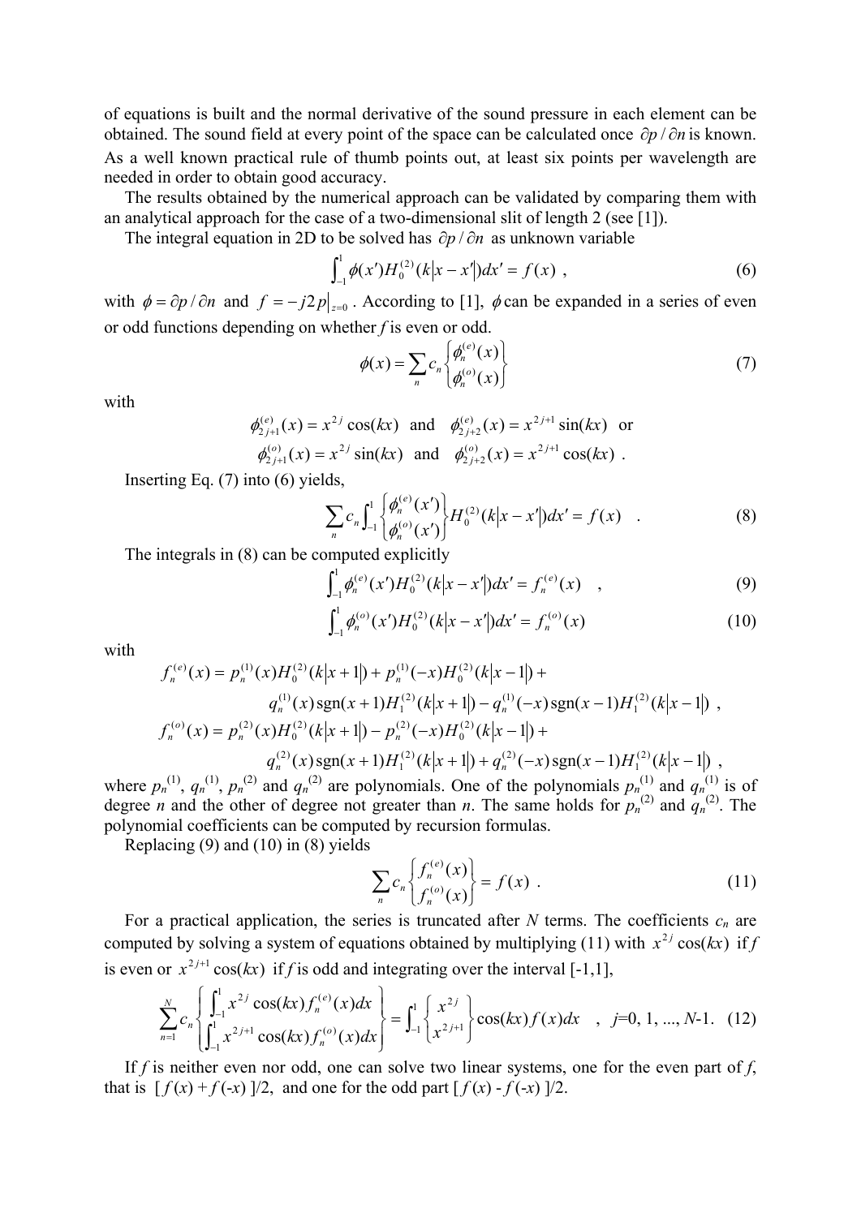of equations is built and the normal derivative of the sound pressure in each element can be obtained. The sound field at every point of the space can be calculated once $\partial p / \partial n$ is known. As a well known practical rule of thumb points out, at least six points per wavelength are needed in order to obtain good accuracy.

The results obtained by the numerical approach can be validated by comparing them with an analytical approach for the case of a two-dimensional slit of length 2 (see [1]).

The integral equation in 2D to be solved has $\partial p / \partial n$ as unknown variable

$$\int_{-1}^{1} \phi(x') H_0^{(2)}(k|x - x'|) dx' = f(x) \ , \tag{6}$$

with $\phi = \partial p / \partial n$ and $f = -j2p|_{z=0}$. According to [1], $\phi$ can be expanded in a series of even or odd functions depending on whether $f$ is even or odd.

$$\phi(x) = \sum_n c_n \begin{Bmatrix} \phi_n^{(e)}(x) \\ \phi_n^{(o)}(x) \end{Bmatrix} \tag{7}$$

with

$$\phi_{2j+1}^{(e)}(x) = x^{2j}\cos(kx) \ \text{ and } \ \phi_{2j+2}^{(e)}(x) = x^{2j+1}\sin(kx) \ \text{ or}$$

$$\phi_{2j+1}^{(o)}(x) = x^{2j}\sin(kx) \ \text{ and } \ \phi_{2j+2}^{(o)}(x) = x^{2j+1}\cos(kx) \ .$$

Inserting Eq. (7) into (6) yields,

$$\sum_n c_n \int_{-1}^{1} \begin{Bmatrix} \phi_n^{(e)}(x') \\ \phi_n^{(o)}(x') \end{Bmatrix} H_0^{(2)}(k|x - x'|) dx' = f(x) \quad . \tag{8}$$

The integrals in (8) can be computed explicitly

$$\int_{-1}^{1} \phi_n^{(e)}(x') H_0^{(2)}(k|x - x'|) dx' = f_n^{(e)}(x) \quad , \tag{9}$$

$$\int_{-1}^{1} \phi_n^{(o)}(x') H_0^{(2)}(k|x - x'|) dx' = f_n^{(o)}(x) \tag{10}$$

with

$$f_n^{(e)}(x) = p_n^{(1)}(x) H_0^{(2)}(k|x+1|) + p_n^{(1)}(-x) H_0^{(2)}(k|x-1|) + q_n^{(1)}(x)\,\mathrm{sgn}(x+1) H_1^{(2)}(k|x+1|) - q_n^{(1)}(-x)\,\mathrm{sgn}(x-1) H_1^{(2)}(k|x-1|) \ ,$$

$$f_n^{(o)}(x) = p_n^{(2)}(x) H_0^{(2)}(k|x+1|) - p_n^{(2)}(-x) H_0^{(2)}(k|x-1|) + q_n^{(2)}(x)\,\mathrm{sgn}(x+1) H_1^{(2)}(k|x+1|) + q_n^{(2)}(-x)\,\mathrm{sgn}(x-1) H_1^{(2)}(k|x-1|) \ ,$$

where $p_n^{(1)}$, $q_n^{(1)}$, $p_n^{(2)}$ and $q_n^{(2)}$ are polynomials. One of the polynomials $p_n^{(1)}$ and $q_n^{(1)}$ is of degree $n$ and the other of degree not greater than $n$. The same holds for $p_n^{(2)}$ and $q_n^{(2)}$. The polynomial coefficients can be computed by recursion formulas.

Replacing (9) and (10) in (8) yields

$$\sum_n c_n \begin{Bmatrix} f_n^{(e)}(x) \\ f_n^{(o)}(x) \end{Bmatrix} = f(x) \ . \tag{11}$$

For a practical application, the series is truncated after $N$ terms. The coefficients $c_n$ are computed by solving a system of equations obtained by multiplying (11) with $x^{2j}\cos(kx)$ if $f$ is even or $x^{2j+1}\cos(kx)$ if $f$ is odd and integrating over the interval [-1,1],

$$\sum_{n=1}^{N} c_n \begin{Bmatrix} \int_{-1}^{1} x^{2j}\cos(kx) f_n^{(e)}(x) dx \\ \int_{-1}^{1} x^{2j+1}\cos(kx) f_n^{(o)}(x) dx \end{Bmatrix} = \int_{-1}^{1} \begin{Bmatrix} x^{2j} \\ x^{2j+1} \end{Bmatrix} \cos(kx) f(x) dx \quad , \ j=0, 1, ..., N\text{-}1. \tag{12}$$

If $f$ is neither even nor odd, one can solve two linear systems, one for the even part of $f$, that is $[\,f(x) + f(-x)\,]/2$, and one for the odd part $[\,f(x) - f(-x)\,]/2$.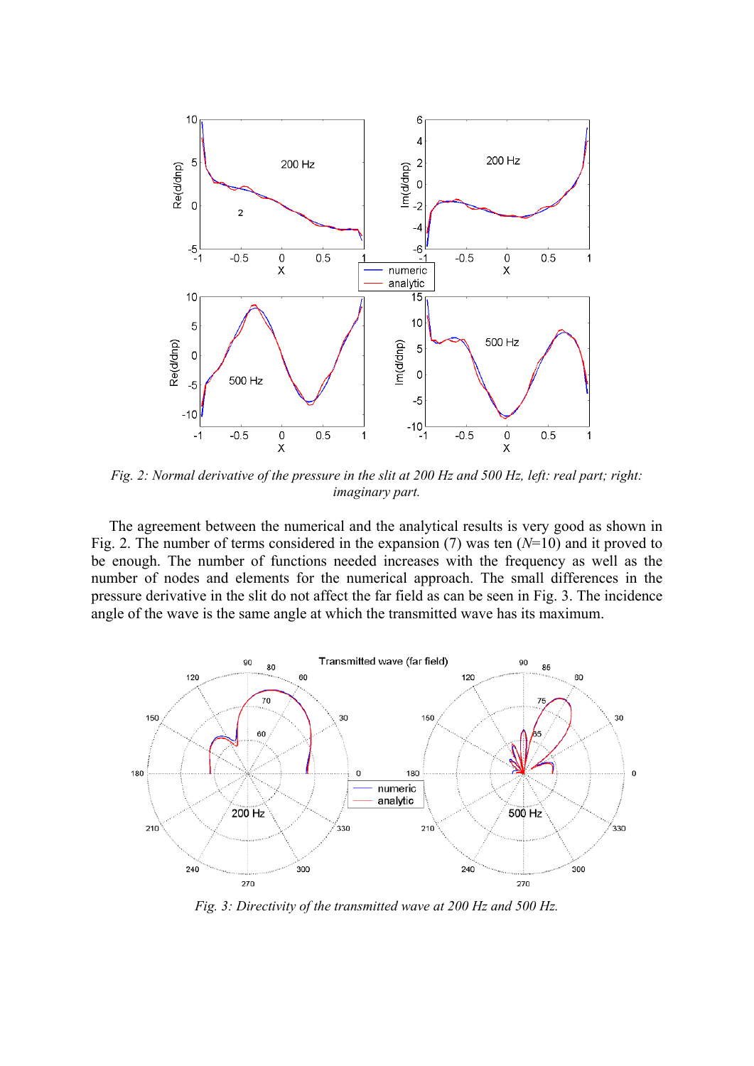*Fig. 2: Normal derivative of the pressure in the slit at 200 Hz and 500 Hz, left: real part; right: imaginary part.*

The agreement between the numerical and the analytical results is very good as shown in Fig. 2. The number of terms considered in the expansion (7) was ten ($N$=10) and it proved to be enough. The number of functions needed increases with the frequency as well as the number of nodes and elements for the numerical approach. The small differences in the pressure derivative in the slit do not affect the far field as can be seen in Fig. 3. The incidence angle of the wave is the same angle at which the transmitted wave has its maximum.

*Fig. 3: Directivity of the transmitted wave at 200 Hz and 500 Hz.*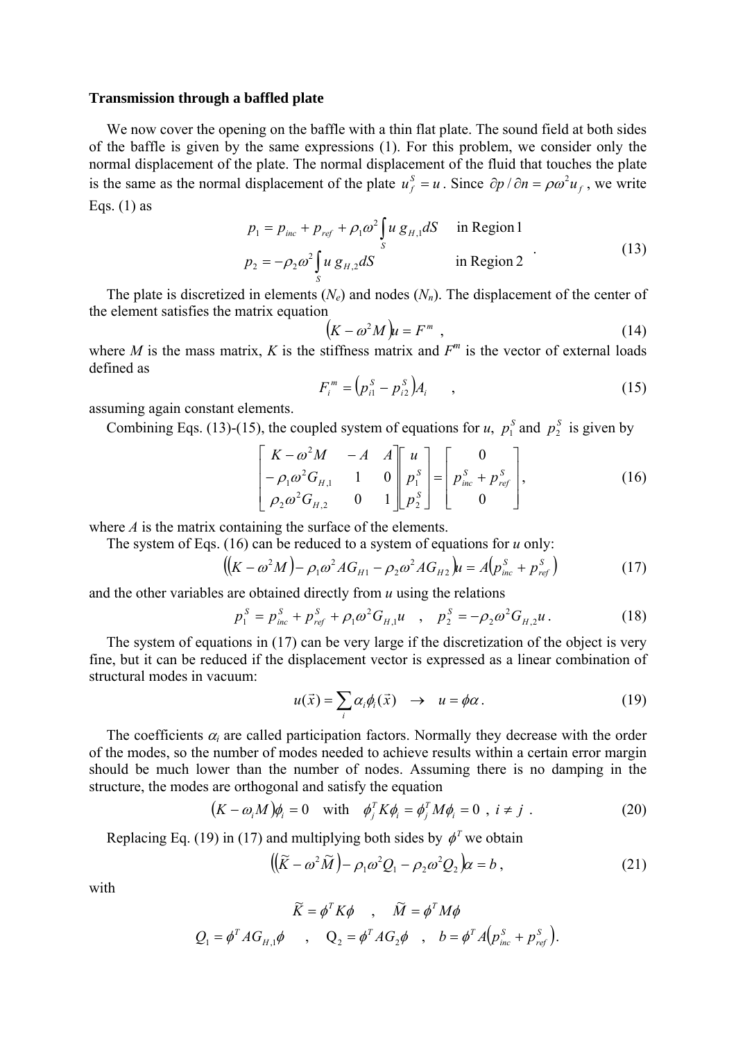### Transmission through a baffled plate

We now cover the opening on the baffle with a thin flat plate. The sound field at both sides of the baffle is given by the same expressions (1). For this problem, we consider only the normal displacement of the plate. The normal displacement of the fluid that touches the plate is the same as the normal displacement of the plate $u_f^S = u$. Since $\partial p / \partial n = \rho \omega^2 u_f$, we write Eqs. (1) as

$$
\begin{aligned}
p_1 &= p_{inc} + p_{ref} + \rho_1 \omega^2 \int_S u \, g_{H,1} dS \quad && \text{in Region 1} \\
p_2 &= -\rho_2 \omega^2 \int_S u \, g_{H,2} dS && \text{in Region 2}
\end{aligned}
\quad . \tag{13}
$$

The plate is discretized in elements ($N_e$) and nodes ($N_n$). The displacement of the center of the element satisfies the matrix equation

$$
\left(K - \omega^2 M\right) u = F^m \quad , \tag{14}
$$

where $M$ is the mass matrix, $K$ is the stiffness matrix and $F^m$ is the vector of external loads defined as

$$
F_i^m = \left(p_{i1}^S - p_{i2}^S\right) A_i \quad , \tag{15}
$$

assuming again constant elements.

Combining Eqs. (13)-(15), the coupled system of equations for $u$, $p_1^S$ and $p_2^S$ is given by

$$
\begin{bmatrix}
K - \omega^2 M & -A & A \\
-\rho_1 \omega^2 G_{H,1} & 1 & 0 \\
\rho_2 \omega^2 G_{H,2} & 0 & 1
\end{bmatrix}
\begin{bmatrix}
u \\ p_1^S \\ p_2^S
\end{bmatrix}
=
\begin{bmatrix}
0 \\ p_{inc}^S + p_{ref}^S \\ 0
\end{bmatrix} , \tag{16}
$$

where $A$ is the matrix containing the surface of the elements.

The system of Eqs. (16) can be reduced to a system of equations for $u$ only:

$$
\left(\left(K - \omega^2 M\right) - \rho_1 \omega^2 A G_{H1} - \rho_2 \omega^2 A G_{H2}\right) u = A\left(p_{inc}^S + p_{ref}^S\right) \tag{17}
$$

and the other variables are obtained directly from $u$ using the relations

$$
p_1^S = p_{inc}^S + p_{ref}^S + \rho_1 \omega^2 G_{H,1} u \quad , \quad p_2^S = -\rho_2 \omega^2 G_{H,2} u \, . \tag{18}
$$

The system of equations in (17) can be very large if the discretization of the object is very fine, but it can be reduced if the displacement vector is expressed as a linear combination of structural modes in vacuum:

$$
u(\vec{x}) = \sum_i \alpha_i \phi_i(\vec{x}) \quad \rightarrow \quad u = \phi \alpha \, . \tag{19}
$$

The coefficients $\alpha_i$ are called participation factors. Normally they decrease with the order of the modes, so the number of modes needed to achieve results within a certain error margin should be much lower than the number of nodes. Assuming there is no damping in the structure, the modes are orthogonal and satisfy the equation

$$
\left(K - \omega_i M\right) \phi_i = 0 \quad \text{with} \quad \phi_j^T K \phi_i = \phi_j^T M \phi_i = 0 \; , \; i \neq j \; . \tag{20}
$$

Replacing Eq. (19) in (17) and multiplying both sides by $\phi^T$ we obtain

$$
\left(\left(\widetilde{K} - \omega^2 \widetilde{M}\right) - \rho_1 \omega^2 Q_1 - \rho_2 \omega^2 Q_2\right) \alpha = b \, , \tag{21}
$$

with

$$
\widetilde{K} = \phi^T K \phi \quad , \quad \widetilde{M} = \phi^T M \phi
$$

$$
Q_1 = \phi^T A G_{H,1} \phi \quad , \quad Q_2 = \phi^T A G_2 \phi \quad , \quad b = \phi^T A\left(p_{inc}^S + p_{ref}^S\right).
$$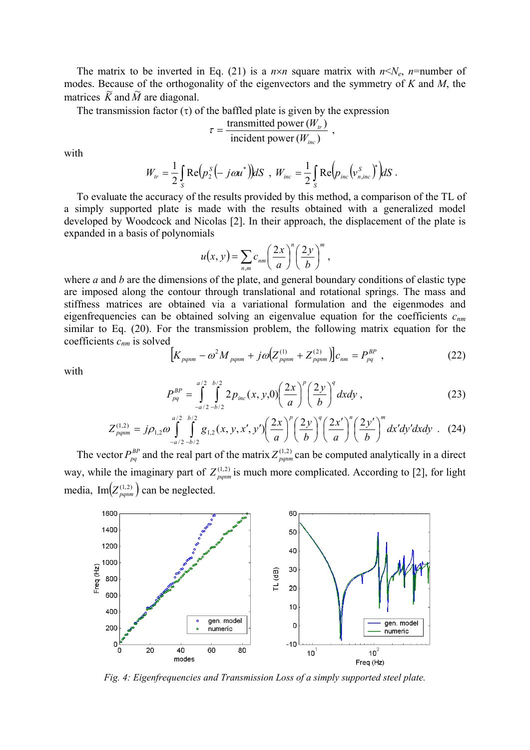The matrix to be inverted in Eq. (21) is a $n \times n$ square matrix with $n < N_e$, $n$=number of modes. Because of the orthogonality of the eigenvectors and the symmetry of $K$ and $M$, the matrices $\tilde{K}$ and $\tilde{M}$ are diagonal.

The transmission factor ($\tau$) of the baffled plate is given by the expression

$$\tau = \frac{\text{transmitted power } (W_{tr})}{\text{incident power } (W_{inc})} ,$$

with

$$W_{tr} = \frac{1}{2}\int_S \mathrm{Re}\left(p_2^S\left(-j\omega u^*\right)\right) dS \ , \ W_{inc} = \frac{1}{2}\int_S \mathrm{Re}\left(p_{inc}\left(v_{n,inc}^S\right)^*\right) dS \ .$$

To evaluate the accuracy of the results provided by this method, a comparison of the TL of a simply supported plate is made with the results obtained with a generalized model developed by Woodcock and Nicolas [2]. In their approach, the displacement of the plate is expanded in a basis of polynomials

$$u(x,y) = \sum_{n,m} c_{nm}\left(\frac{2x}{a}\right)^n\left(\frac{2y}{b}\right)^m ,$$

where $a$ and $b$ are the dimensions of the plate, and general boundary conditions of elastic type are imposed along the contour through translational and rotational springs. The mass and stiffness matrices are obtained via a variational formulation and the eigenmodes and eigenfrequencies can be obtained solving an eigenvalue equation for the coefficients $c_{nm}$ similar to Eq. (20). For the transmission problem, the following matrix equation for the coefficients $c_{nm}$ is solved

$$\left[K_{pqnm} - \omega^2 M_{pqnm} + j\omega\left(Z_{pqnm}^{(1)} + Z_{pqnm}^{(2)}\right)\right]c_{nm} = P_{pq}^{BP} \ , \tag{22}$$

with

$$P_{pq}^{BP} = \int_{-a/2}^{a/2}\int_{-b/2}^{b/2} 2p_{inc}(x,y,0)\left(\frac{2x}{a}\right)^p\left(\frac{2y}{b}\right)^q dxdy \ , \tag{23}$$

$$Z_{pqnm}^{(1,2)} = j\rho_{1,2}\omega\int_{-a/2}^{a/2}\int_{-b/2}^{b/2} g_{1,2}(x,y,x',y')\left(\frac{2x}{a}\right)^p\left(\frac{2y}{b}\right)^q\left(\frac{2x'}{a}\right)^n\left(\frac{2y'}{b}\right)^m dx'dy'dxdy \ . \tag{24}$$

The vector $P_{pq}^{BP}$ and the real part of the matrix $Z_{pqnm}^{(1,2)}$ can be computed analytically in a direct way, while the imaginary part of $Z_{pqnm}^{(1,2)}$ is much more complicated. According to [2], for light media, $\mathrm{Im}\left(Z_{pqnm}^{(1,2)}\right)$ can be neglected.

*Fig. 4: Eigenfrequencies and Transmission Loss of a simply supported steel plate.*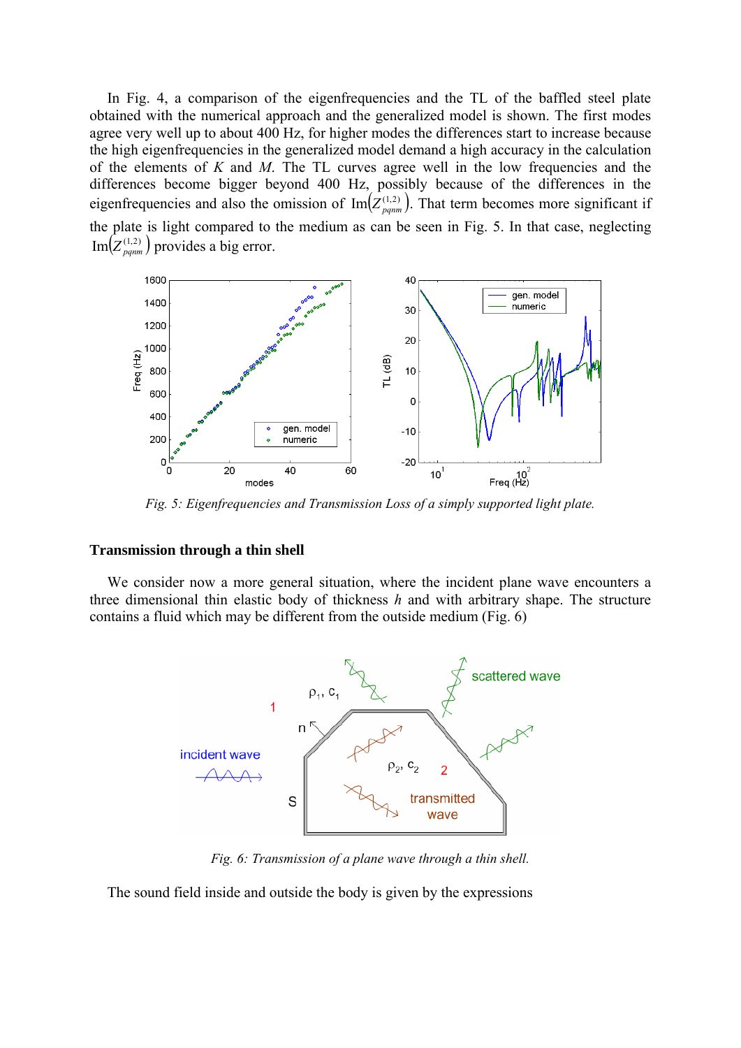In Fig. 4, a comparison of the eigenfrequencies and the TL of the baffled steel plate obtained with the numerical approach and the generalized model is shown. The first modes agree very well up to about 400 Hz, for higher modes the differences start to increase because the high eigenfrequencies in the generalized model demand a high accuracy in the calculation of the elements of $K$ and $M$. The TL curves agree well in the low frequencies and the differences become bigger beyond 400 Hz, possibly because of the differences in the eigenfrequencies and also the omission of $\mathrm{Im}\left(Z_{pqnm}^{(1,2)}\right)$. That term becomes more significant if the plate is light compared to the medium as can be seen in Fig. 5. In that case, neglecting $\mathrm{Im}\left(Z_{pqnm}^{(1,2)}\right)$ provides a big error.

*Fig. 5: Eigenfrequencies and Transmission Loss of a simply supported light plate.*

## Transmission through a thin shell

We consider now a more general situation, where the incident plane wave encounters a three dimensional thin elastic body of thickness $h$ and with arbitrary shape. The structure contains a fluid which may be different from the outside medium (Fig. 6)

*Fig. 6: Transmission of a plane wave through a thin shell.*

The sound field inside and outside the body is given by the expressions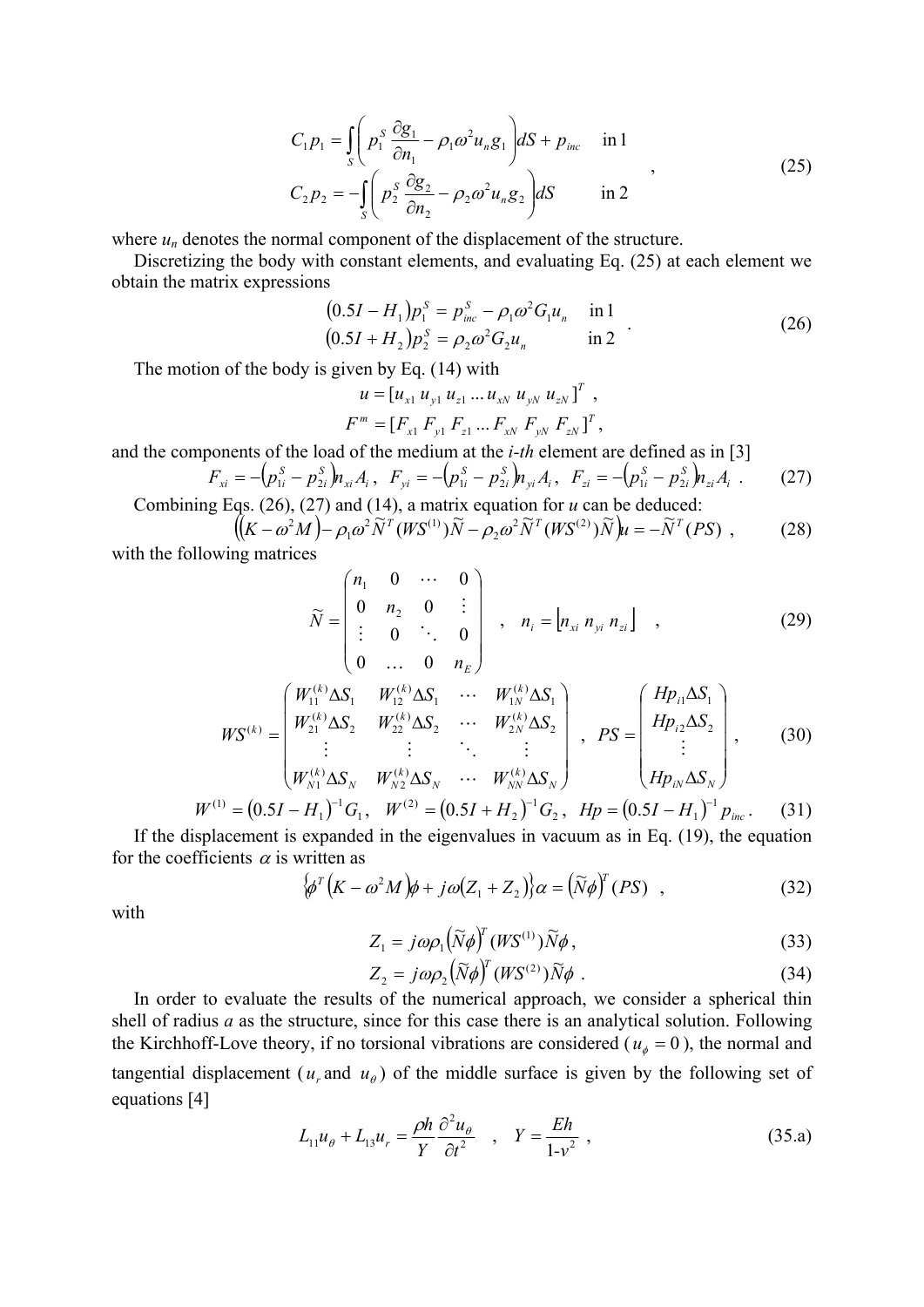$$
\begin{aligned}
C_1 p_1 &= \int_S \left( p_1^S \frac{\partial g_1}{\partial n_1} - \rho_1 \omega^2 u_n g_1 \right) dS + p_{inc} \quad &\text{in } 1 \\
C_2 p_2 &= -\int_S \left( p_2^S \frac{\partial g_2}{\partial n_2} - \rho_2 \omega^2 u_n g_2 \right) dS \quad &\text{in } 2
\end{aligned}
\quad , \tag{25}
$$

where $u_n$ denotes the normal component of the displacement of the structure.

Discretizing the body with constant elements, and evaluating Eq. (25) at each element we obtain the matrix expressions

$$
\begin{aligned}
(0.5I - H_1) p_1^S &= p_{inc}^S - \rho_1 \omega^2 G_1 u_n \quad &\text{in } 1 \\
(0.5I + H_2) p_2^S &= \rho_2 \omega^2 G_2 u_n \quad &\text{in } 2
\end{aligned}
\quad . \tag{26}
$$

The motion of the body is given by Eq. (14) with

$$
u = [u_{x1}\ u_{y1}\ u_{z1} \ldots u_{xN}\ u_{yN}\ u_{zN}]^T \ ,
$$

$$
F^m = [F_{x1}\ F_{y1}\ F_{z1} \ldots F_{xN}\ F_{yN}\ F_{zN}]^T ,
$$

and the components of the load of the medium at the *i-th* element are defined as in [3]

$$
F_{xi} = -\left(p_{1i}^S - p_{2i}^S\right) n_{xi} A_i \ , \ \ F_{yi} = -\left(p_{1i}^S - p_{2i}^S\right) n_{yi} A_i \ , \ \ F_{zi} = -\left(p_{1i}^S - p_{2i}^S\right) n_{zi} A_i \ . \tag{27}
$$

Combining Eqs. (26), (27) and (14), a matrix equation for $u$ can be deduced:

$$
\left( \left(K - \omega^2 M\right) - \rho_1 \omega^2 \widetilde{N}^T (WS^{(1)}) \widetilde{N} - \rho_2 \omega^2 \widetilde{N}^T (WS^{(2)}) \widetilde{N} \right) u = -\widetilde{N}^T (PS) \ , \tag{28}
$$

with the following matrices

$$
\widetilde{N} = \begin{pmatrix} n_1 & 0 & \cdots & 0 \\ 0 & n_2 & 0 & \vdots \\ \vdots & 0 & \ddots & 0 \\ 0 & \ldots & 0 & n_E \end{pmatrix} \quad , \quad n_i = \begin{bmatrix} n_{xi}\ n_{yi}\ n_{zi} \end{bmatrix} \quad , \tag{29}
$$

$$
WS^{(k)} = \begin{pmatrix} W_{11}^{(k)} \Delta S_1 & W_{12}^{(k)} \Delta S_1 & \cdots & W_{1N}^{(k)} \Delta S_1 \\ W_{21}^{(k)} \Delta S_2 & W_{22}^{(k)} \Delta S_2 & \cdots & W_{2N}^{(k)} \Delta S_2 \\ \vdots & \vdots & \ddots & \vdots \\ W_{N1}^{(k)} \Delta S_N & W_{N2}^{(k)} \Delta S_N & \cdots & W_{NN}^{(k)} \Delta S_N \end{pmatrix} \ , \ PS = \begin{pmatrix} Hp_{i1} \Delta S_1 \\ Hp_{i2} \Delta S_2 \\ \vdots \\ Hp_{iN} \Delta S_N \end{pmatrix} , \tag{30}
$$

$$
W^{(1)} = \left(0.5I - H_1\right)^{-1} G_1 , \ \ W^{(2)} = \left(0.5I + H_2\right)^{-1} G_2 , \ \ Hp = \left(0.5I - H_1\right)^{-1} p_{inc} . \tag{31}
$$

If the displacement is expanded in the eigenvalues in vacuum as in Eq. (19), the equation for the coefficients $\alpha$ is written as

$$
\left\{ \phi^T \left(K - \omega^2 M\right) \phi + j\omega (Z_1 + Z_2) \right\} \alpha = \left(\widetilde{N} \phi\right)^T (PS) \ , \tag{32}
$$

with

$$
Z_1 = j\omega \rho_1 \left(\widetilde{N} \phi\right)^T (WS^{(1)}) \widetilde{N} \phi , \tag{33}
$$

$$
Z_2 = j\omega \rho_2 \left(\widetilde{N} \phi\right)^T (WS^{(2)}) \widetilde{N} \phi \ . \tag{34}
$$

In order to evaluate the results of the numerical approach, we consider a spherical thin shell of radius $a$ as the structure, since for this case there is an analytical solution. Following the Kirchhoff-Love theory, if no torsional vibrations are considered ($u_\phi = 0$), the normal and tangential displacement ($u_r$ and $u_\theta$) of the middle surface is given by the following set of equations [4]

$$
L_{11} u_\theta + L_{13} u_r = \frac{\rho h}{Y} \frac{\partial^2 u_\theta}{\partial t^2} \quad , \quad Y = \frac{Eh}{1 - v^2} \ , \tag{35.a}
$$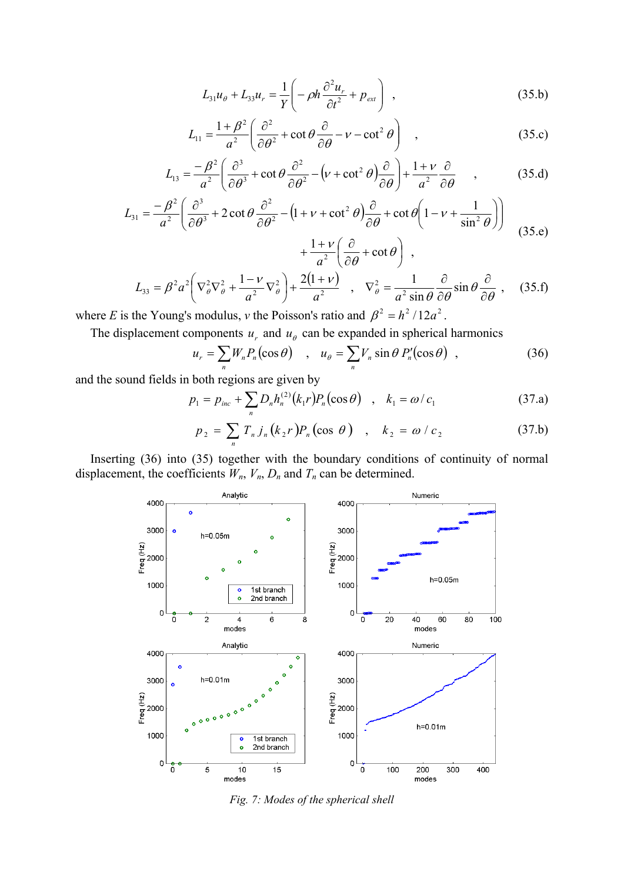$$L_{31}u_\theta + L_{33}u_r = \frac{1}{Y}\left(-\rho h \frac{\partial^2 u_r}{\partial t^2} + p_{ext}\right) \quad , \tag{35.b}$$

$$L_{11} = \frac{1+\beta^2}{a^2}\left(\frac{\partial^2}{\partial\theta^2} + \cot\theta\frac{\partial}{\partial\theta} - \nu - \cot^2\theta\right) \quad , \tag{35.c}$$

$$L_{13} = \frac{-\beta^2}{a^2}\left(\frac{\partial^3}{\partial\theta^3} + \cot\theta\frac{\partial^2}{\partial\theta^2} - \left(\nu + \cot^2\theta\right)\frac{\partial}{\partial\theta}\right) + \frac{1+\nu}{a^2}\frac{\partial}{\partial\theta} \quad , \tag{35.d}$$

$$L_{31} = \frac{-\beta^2}{a^2}\left(\frac{\partial^3}{\partial\theta^3} + 2\cot\theta\frac{\partial^2}{\partial\theta^2} - \left(1+\nu+\cot^2\theta\right)\frac{\partial}{\partial\theta} + \cot\theta\left(1-\nu+\frac{1}{\sin^2\theta}\right)\right) + \frac{1+\nu}{a^2}\left(\frac{\partial}{\partial\theta} + \cot\theta\right) \quad , \tag{35.e}$$

$$L_{33} = \beta^2 a^2\left(\nabla_\theta^2\nabla_\theta^2 + \frac{1-\nu}{a^2}\nabla_\theta^2\right) + \frac{2(1+\nu)}{a^2} \quad , \quad \nabla_\theta^2 = \frac{1}{a^2\sin\theta}\frac{\partial}{\partial\theta}\sin\theta\frac{\partial}{\partial\theta} \quad , \tag{35.f}$$

where $E$ is the Young's modulus, $\nu$ the Poisson's ratio and $\beta^2 = h^2/12a^2$.

The displacement components $u_r$ and $u_\theta$ can be expanded in spherical harmonics

$$u_r = \sum_n W_n P_n(\cos\theta) \quad , \quad u_\theta = \sum_n V_n \sin\theta\, P_n'(\cos\theta) \quad , \tag{36}$$

and the sound fields in both regions are given by

$$p_1 = p_{inc} + \sum_n D_n h_n^{(2)}(k_1 r) P_n(\cos\theta) \quad , \quad k_1 = \omega / c_1 \tag{37.a}$$

$$p_2 = \sum_n T_n j_n(k_2 r) P_n(\cos\theta) \quad , \quad k_2 = \omega / c_2 \tag{37.b}$$

Inserting (36) into (35) together with the boundary conditions of continuity of normal displacement, the coefficients $W_n$, $V_n$, $D_n$ and $T_n$ can be determined.

*Fig. 7: Modes of the spherical shell*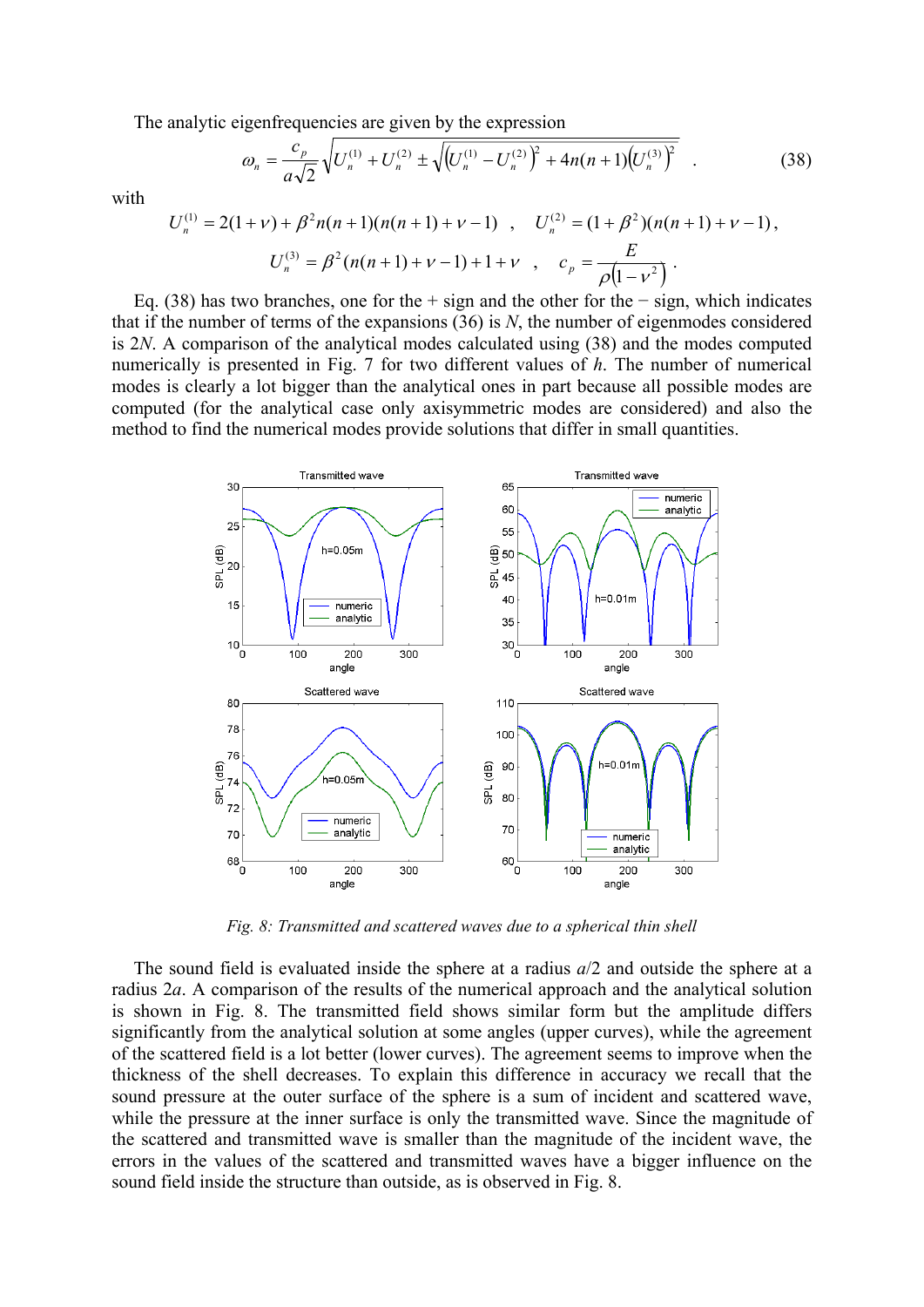The analytic eigenfrequencies are given by the expression

$$\omega_n = \frac{c_p}{a\sqrt{2}}\sqrt{U_n^{(1)} + U_n^{(2)} \pm \sqrt{\left(U_n^{(1)} - U_n^{(2)}\right)^2 + 4n(n+1)\left(U_n^{(3)}\right)^2}} \quad . \tag{38}$$

with

$$U_n^{(1)} = 2(1+\nu) + \beta^2 n(n+1)(n(n+1)+\nu-1) \quad , \quad U_n^{(2)} = (1+\beta^2)(n(n+1)+\nu-1),$$

$$U_n^{(3)} = \beta^2(n(n+1)+\nu-1)+1+\nu \quad , \quad c_p = \frac{E}{\rho\left(1-\nu^2\right)} .$$

Eq. (38) has two branches, one for the + sign and the other for the − sign, which indicates that if the number of terms of the expansions (36) is $N$, the number of eigenmodes considered is $2N$. A comparison of the analytical modes calculated using (38) and the modes computed numerically is presented in Fig. 7 for two different values of $h$. The number of numerical modes is clearly a lot bigger than the analytical ones in part because all possible modes are computed (for the analytical case only axisymmetric modes are considered) and also the method to find the numerical modes provide solutions that differ in small quantities.

*Fig. 8: Transmitted and scattered waves due to a spherical thin shell*

The sound field is evaluated inside the sphere at a radius $a/2$ and outside the sphere at a radius $2a$. A comparison of the results of the numerical approach and the analytical solution is shown in Fig. 8. The transmitted field shows similar form but the amplitude differs significantly from the analytical solution at some angles (upper curves), while the agreement of the scattered field is a lot better (lower curves). The agreement seems to improve when the thickness of the shell decreases. To explain this difference in accuracy we recall that the sound pressure at the outer surface of the sphere is a sum of incident and scattered wave, while the pressure at the inner surface is only the transmitted wave. Since the magnitude of the scattered and transmitted wave is smaller than the magnitude of the incident wave, the errors in the values of the scattered and transmitted waves have a bigger influence on the sound field inside the structure than outside, as is observed in Fig. 8.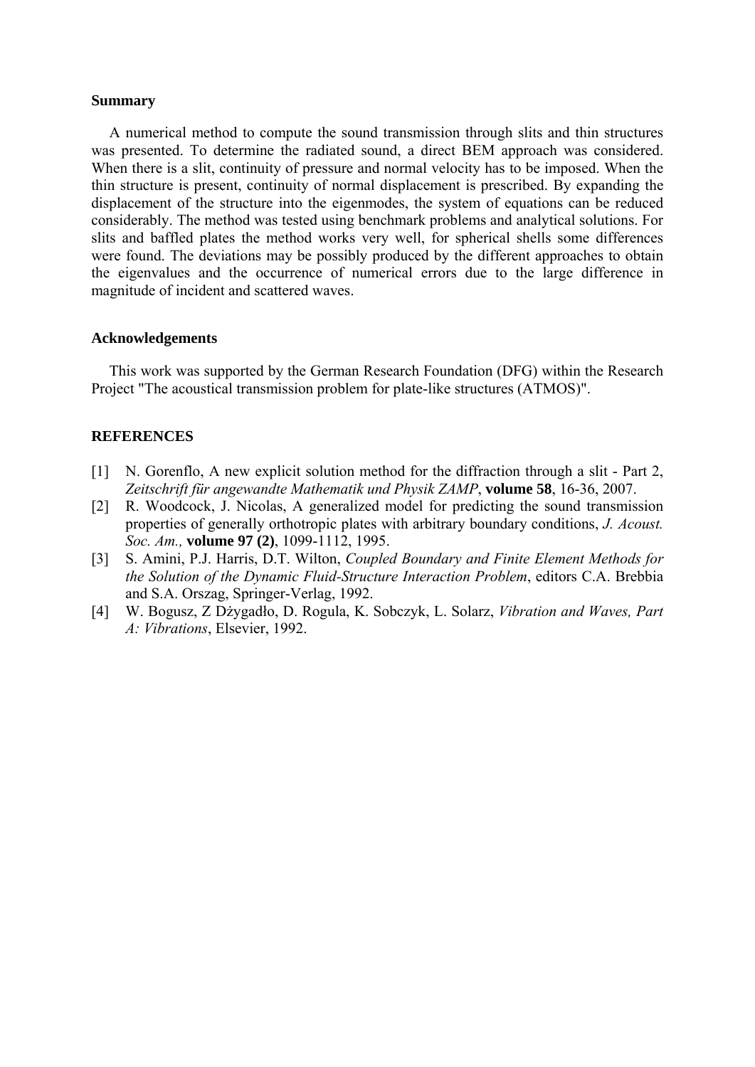### Summary

A numerical method to compute the sound transmission through slits and thin structures was presented. To determine the radiated sound, a direct BEM approach was considered. When there is a slit, continuity of pressure and normal velocity has to be imposed. When the thin structure is present, continuity of normal displacement is prescribed. By expanding the displacement of the structure into the eigenmodes, the system of equations can be reduced considerably. The method was tested using benchmark problems and analytical solutions. For slits and baffled plates the method works very well, for spherical shells some differences were found. The deviations may be possibly produced by the different approaches to obtain the eigenvalues and the occurrence of numerical errors due to the large difference in magnitude of incident and scattered waves.

### Acknowledgements

This work was supported by the German Research Foundation (DFG) within the Research Project "The acoustical transmission problem for plate-like structures (ATMOS)".

### REFERENCES

[1] N. Gorenflo, A new explicit solution method for the diffraction through a slit - Part 2, *Zeitschrift für angewandte Mathematik und Physik ZAMP*, **volume 58**, 16-36, 2007.

[2] R. Woodcock, J. Nicolas, A generalized model for predicting the sound transmission properties of generally orthotropic plates with arbitrary boundary conditions, *J. Acoust. Soc. Am.,* **volume 97 (2)**, 1099-1112, 1995.

[3] S. Amini, P.J. Harris, D.T. Wilton, *Coupled Boundary and Finite Element Methods for the Solution of the Dynamic Fluid-Structure Interaction Problem*, editors C.A. Brebbia and S.A. Orszag, Springer-Verlag, 1992.

[4] W. Bogusz, Z Dżygadło, D. Rogula, K. Sobczyk, L. Solarz, *Vibration and Waves, Part A: Vibrations*, Elsevier, 1992.